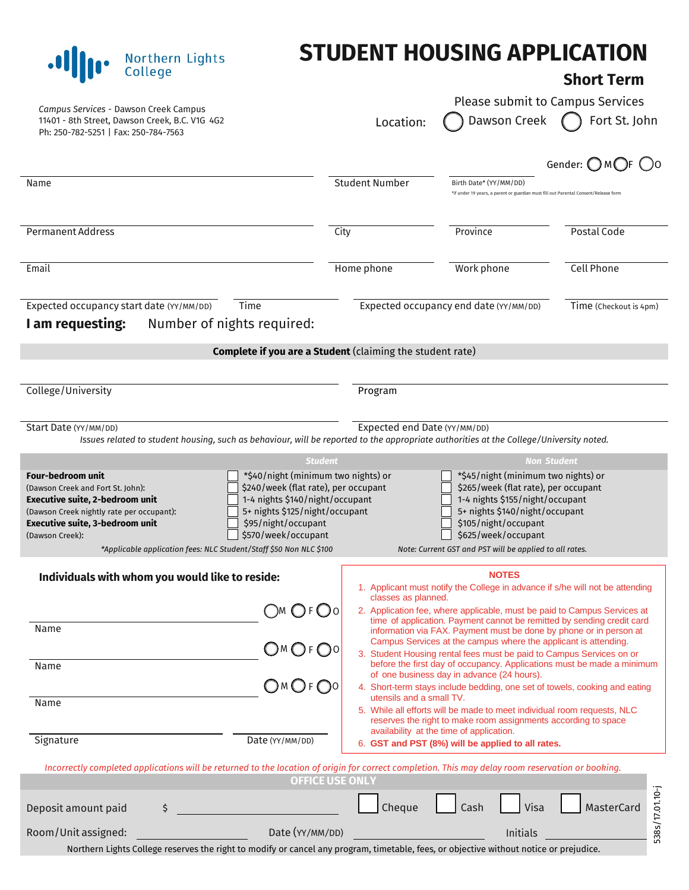Northern Lights College

# STUDENT HOUSING APPLICATION

## Short Term

Please submit to Campus Services

*Campus Services* - Dawson Creek Campus
11401 - 8th Street, Dawson Creek, B.C. V1G 4G2
Ph: 250-782-5251 | Fax: 250-784-7563

Location: ◯ Dawson Creek ◯ Fort St. John

Gender: ◯ M ◯ F ◯ O

Name | Student Number | Birth Date* (YY/MM/DD)
*if under 19 years, a parent or guardian must fill out Parental Consent/Release form

Permanent Address | City | Province | Postal Code

Email | Home phone | Work phone | Cell Phone

Expected occupancy start date (YY/MM/DD) | Time | Expected occupancy end date (YY/MM/DD) | Time (Checkout is 4pm)

**I am requesting:** Number of nights required:

**Complete if you are a Student** (claiming the student rate)

College/University | Program

Start Date (YY/MM/DD) | Expected end Date (YY/MM/DD)

*Issues related to student housing, such as behaviour, will be reported to the appropriate authorities at the College/University noted.*

| | *Student* | *Non Student* |
|---|---|---|
| **Four-bedroom unit** (Dawson Creek and Fort St. John): | ☐ *$40/night (minimum two nights) or | ☐ *$45/night (minimum two nights) or |
| | ☐ $240/week (flat rate), per occupant | ☐ $265/week (flat rate), per occupant |
| **Executive suite, 2-bedroom unit** (Dawson Creek nightly rate per occupant): | ☐ 1-4 nights $140/night/occupant | ☐ 1-4 nights $155/night/occupant |
| | ☐ 5+ nights $125/night/occupant | ☐ 5+ nights $140/night/occupant |
| **Executive suite, 3-bedroom unit** (Dawson Creek): | ☐ $95/night/occupant | ☐ $105/night/occupant |
| | ☐ $570/week/occupant | ☐ $625/week/occupant |

*\*Applicable application fees: NLC Student/Staff $50 Non NLC $100* — *Note: Current GST and PST will be applied to all rates.*

**Individuals with whom you would like to reside:**

Name ◯ M ◯ F ◯ O

Name ◯ M ◯ F ◯ O

Name ◯ M ◯ F ◯ O

Signature | Date (YY/MM/DD)

**NOTES**

1. Applicant must notify the College in advance if s/he will not be attending classes as planned.
2. Application fee, where applicable, must be paid to Campus Services at time of application. Payment cannot be remitted by sending credit card information via FAX. Payment must be done by phone or in person at Campus Services at the campus where the applicant is attending.
3. Student Housing rental fees must be paid to Campus Services on or before the first day of occupancy. Applications must be made a minimum of one business day in advance (24 hours).
4. Short-term stays include bedding, one set of towels, cooking and eating utensils and a small TV.
5. While all efforts will be made to meet individual room requests, NLC reserves the right to make room assignments according to space availability at the time of application.
6. **GST and PST (8%) will be applied to all rates.**

*Incorrectly completed applications will be returned to the location of origin for correct completion. This may delay room reservation or booking.*

**OFFICE USE ONLY**

Deposit amount paid $ ________ ☐ Cheque ☐ Cash ☐ Visa ☐ MasterCard

Room/Unit assigned: ________ Date (YY/MM/DD) ________ Initials ________

Northern Lights College reserves the right to modify or cancel any program, timetable, fees, or objective without notice or prejudice.

538s/17.01.10-j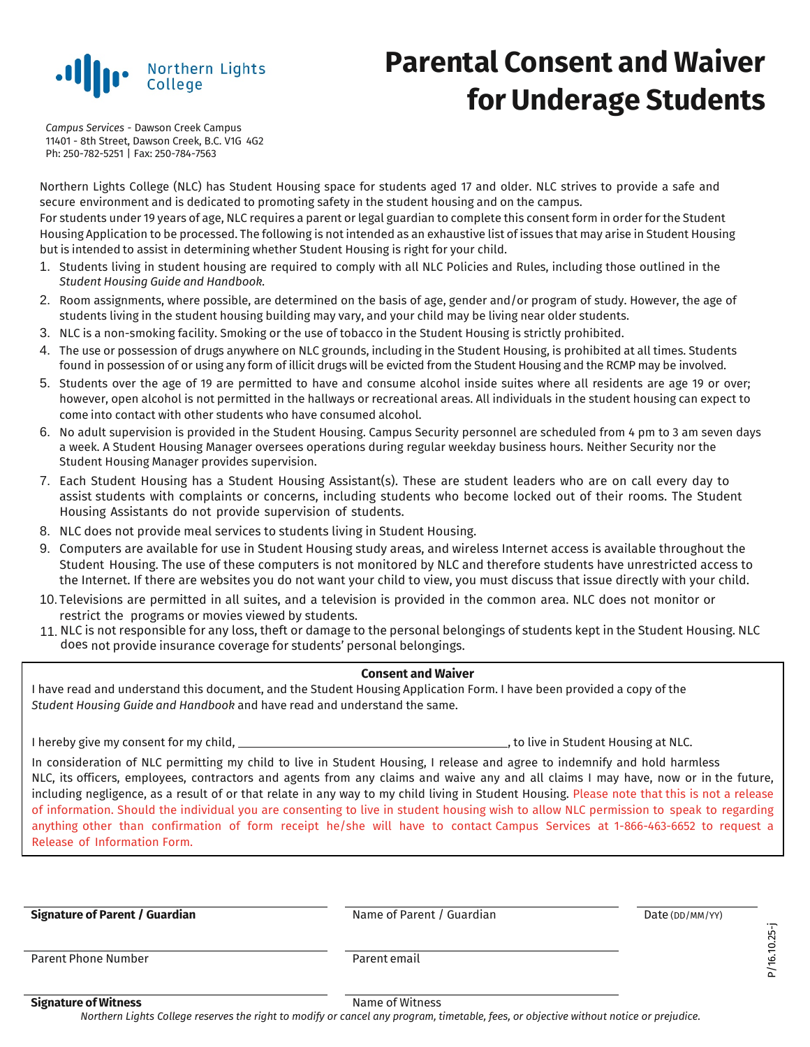Northern Lights College

# Parental Consent and Waiver for Underage Students

*Campus Services* - Dawson Creek Campus
11401 - 8th Street, Dawson Creek, B.C. V1G 4G2
Ph: 250-782-5251 | Fax: 250-784-7563

Northern Lights College (NLC) has Student Housing space for students aged 17 and older. NLC strives to provide a safe and secure environment and is dedicated to promoting safety in the student housing and on the campus.
For students under 19 years of age, NLC requires a parent or legal guardian to complete this consent form in order for the Student Housing Application to be processed. The following is not intended as an exhaustive list of issues that may arise in Student Housing but is intended to assist in determining whether Student Housing is right for your child.

1. Students living in student housing are required to comply with all NLC Policies and Rules, including those outlined in the *Student Housing Guide and Handbook.*
2. Room assignments, where possible, are determined on the basis of age, gender and/or program of study. However, the age of students living in the student housing building may vary, and your child may be living near older students.
3. NLC is a non-smoking facility. Smoking or the use of tobacco in the Student Housing is strictly prohibited.
4. The use or possession of drugs anywhere on NLC grounds, including in the Student Housing, is prohibited at all times. Students found in possession of or using any form of illicit drugs will be evicted from the Student Housing and the RCMP may be involved.
5. Students over the age of 19 are permitted to have and consume alcohol inside suites where all residents are age 19 or over; however, open alcohol is not permitted in the hallways or recreational areas. All individuals in the student housing can expect to come into contact with other students who have consumed alcohol.
6. No adult supervision is provided in the Student Housing. Campus Security personnel are scheduled from 4 pm to 3 am seven days a week. A Student Housing Manager oversees operations during regular weekday business hours. Neither Security nor the Student Housing Manager provides supervision.
7. Each Student Housing has a Student Housing Assistant(s). These are student leaders who are on call every day to assist students with complaints or concerns, including students who become locked out of their rooms. The Student Housing Assistants do not provide supervision of students.
8. NLC does not provide meal services to students living in Student Housing.
9. Computers are available for use in Student Housing study areas, and wireless Internet access is available throughout the Student Housing. The use of these computers is not monitored by NLC and therefore students have unrestricted access to the Internet. If there are websites you do not want your child to view, you must discuss that issue directly with your child.
10. Televisions are permitted in all suites, and a television is provided in the common area. NLC does not monitor or restrict the programs or movies viewed by students.
11. NLC is not responsible for any loss, theft or damage to the personal belongings of students kept in the Student Housing. NLC does not provide insurance coverage for students' personal belongings.

**Consent and Waiver**

I have read and understand this document, and the Student Housing Application Form. I have been provided a copy of the *Student Housing Guide and Handbook* and have read and understand the same.

I hereby give my consent for my child, ________________________________, to live in Student Housing at NLC.

In consideration of NLC permitting my child to live in Student Housing, I release and agree to indemnify and hold harmless NLC, its officers, employees, contractors and agents from any claims and waive any and all claims I may have, now or in the future, including negligence, as a result of or that relate in any way to my child living in Student Housing. Please note that this is not a release of information. Should the individual you are consenting to live in student housing wish to allow NLC permission to speak to regarding anything other than confirmation of form receipt he/she will have to contact Campus Services at 1-866-463-6652 to request a Release of Information Form.

________________________________ ________________________________ ____________________
**Signature of Parent / Guardian** | Name of Parent / Guardian | Date (DD/MM/YY)

________________________________ ________________________________
Parent Phone Number | Parent email

________________________________ ________________________________
**Signature of Witness** | Name of Witness

P/16.10.25-j

*Northern Lights College reserves the right to modify or cancel any program, timetable, fees, or objective without notice or prejudice.*